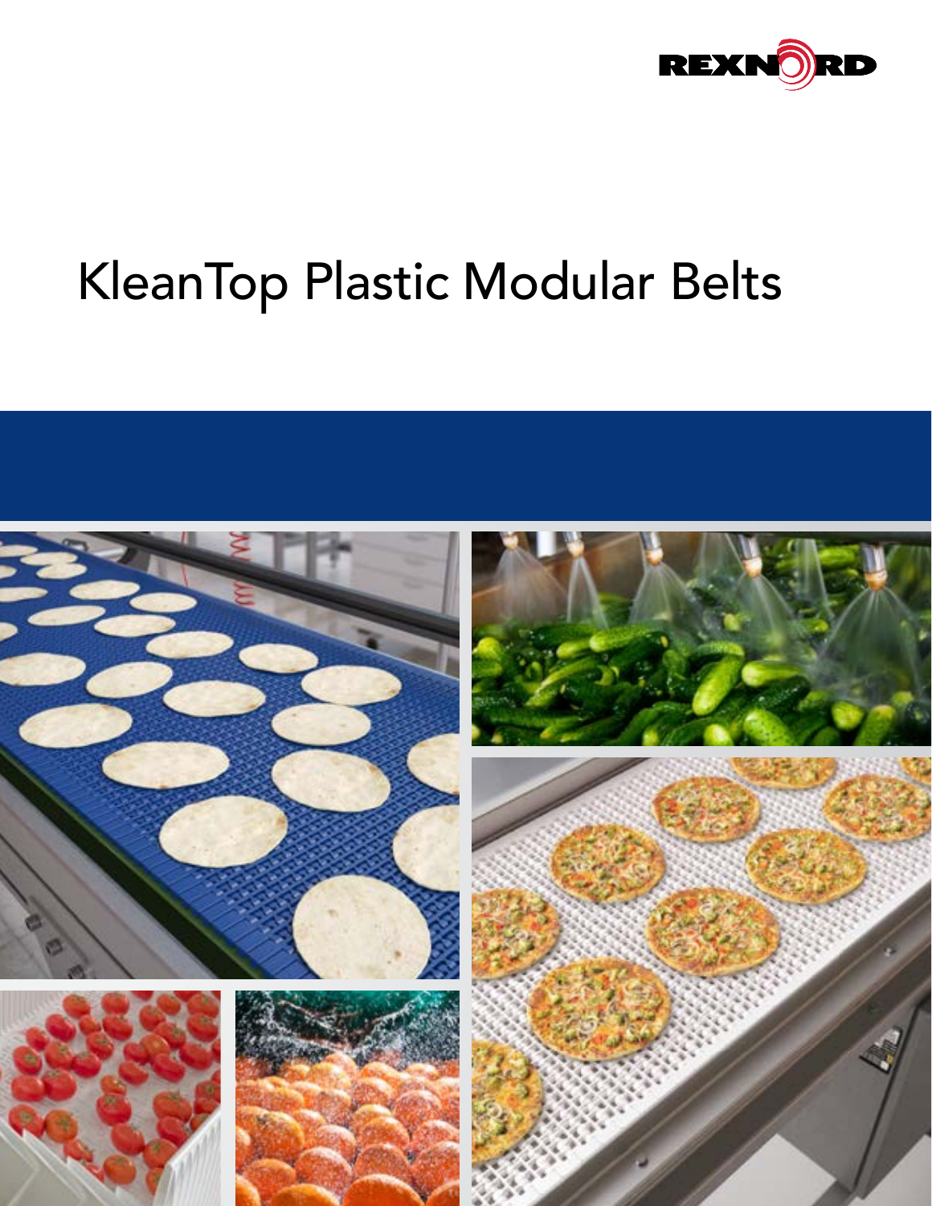REXNORD

# KleanTop Plastic Modular Belts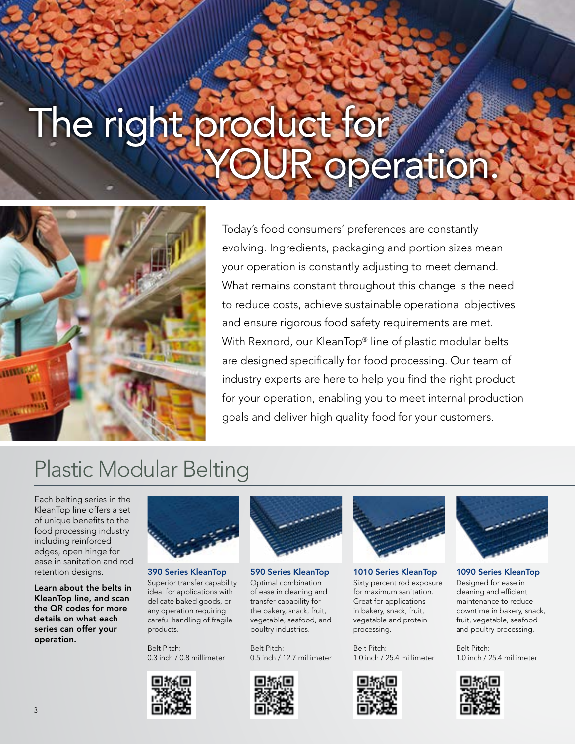# The right product for YOUR operation.

Today's food consumers' preferences are constantly evolving. Ingredients, packaging and portion sizes mean your operation is constantly adjusting to meet demand. What remains constant throughout this change is the need to reduce costs, achieve sustainable operational objectives and ensure rigorous food safety requirements are met. With Rexnord, our KleanTop® line of plastic modular belts are designed specifically for food processing. Our team of industry experts are here to help you find the right product for your operation, enabling you to meet internal production goals and deliver high quality food for your customers.

## Plastic Modular Belting

Each belting series in the KleanTop line offers a set of unique benefits to the food processing industry including reinforced edges, open hinge for ease in sanitation and rod retention designs.

**Learn about the belts in KleanTop line, and scan the QR codes for more details on what each series can offer your operation.**

### 390 Series KleanTop

Superior transfer capability ideal for applications with delicate baked goods, or any operation requiring careful handling of fragile products.

Belt Pitch:
0.3 inch / 0.8 millimeter

### 590 Series KleanTop

Optimal combination of ease in cleaning and transfer capability for the bakery, snack, fruit, vegetable, seafood, and poultry industries.

Belt Pitch:
0.5 inch / 12.7 millimeter

### 1010 Series KleanTop

Sixty percent rod exposure for maximum sanitation. Great for applications in bakery, snack, fruit, vegetable and protein processing.

Belt Pitch:
1.0 inch / 25.4 millimeter

### 1090 Series KleanTop

Designed for ease in cleaning and efficient maintenance to reduce downtime in bakery, snack, fruit, vegetable, seafood and poultry processing.

Belt Pitch:
1.0 inch / 25.4 millimeter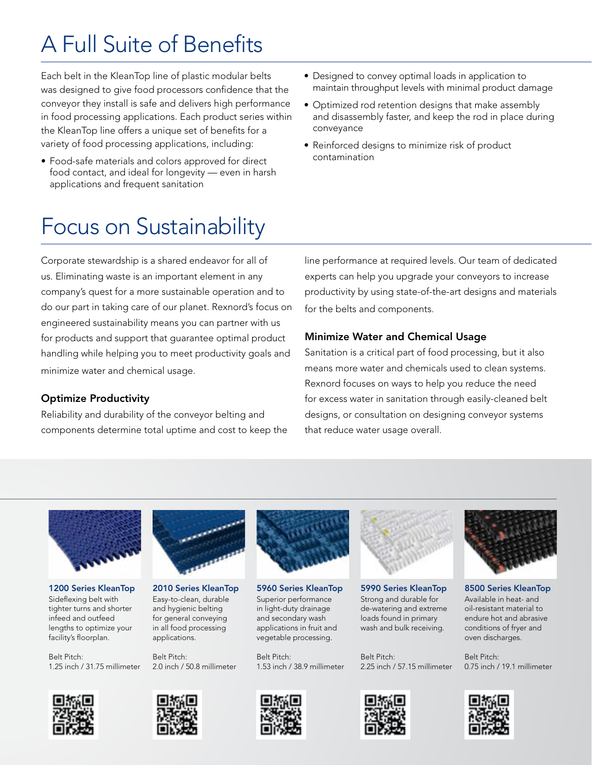# A Full Suite of Benefits

Each belt in the KleanTop line of plastic modular belts was designed to give food processors confidence that the conveyor they install is safe and delivers high performance in food processing applications. Each product series within the KleanTop line offers a unique set of benefits for a variety of food processing applications, including:

- Food-safe materials and colors approved for direct food contact, and ideal for longevity — even in harsh applications and frequent sanitation
- Designed to convey optimal loads in application to maintain throughput levels with minimal product damage
- Optimized rod retention designs that make assembly and disassembly faster, and keep the rod in place during conveyance
- Reinforced designs to minimize risk of product contamination

# Focus on Sustainability

Corporate stewardship is a shared endeavor for all of us. Eliminating waste is an important element in any company's quest for a more sustainable operation and to do our part in taking care of our planet. Rexnord's focus on engineered sustainability means you can partner with us for products and support that guarantee optimal product handling while helping you to meet productivity goals and minimize water and chemical usage.

### Optimize Productivity

Reliability and durability of the conveyor belting and components determine total uptime and cost to keep the line performance at required levels. Our team of dedicated experts can help you upgrade your conveyors to increase productivity by using state-of-the-art designs and materials for the belts and components.

### Minimize Water and Chemical Usage

Sanitation is a critical part of food processing, but it also means more water and chemicals used to clean systems. Rexnord focuses on ways to help you reduce the need for excess water in sanitation through easily-cleaned belt designs, or consultation on designing conveyor systems that reduce water usage overall.

**1200 Series KleanTop**
Sideflexing belt with tighter turns and shorter infeed and outfeed lengths to optimize your facility's floorplan.

Belt Pitch:
1.25 inch / 31.75 millimeter

**2010 Series KleanTop**
Easy-to-clean, durable and hygienic belting for general conveying in all food processing applications.

Belt Pitch:
2.0 inch / 50.8 millimeter

**5960 Series KleanTop**
Superior performance in light-duty drainage and secondary wash applications in fruit and vegetable processing.

Belt Pitch:
1.53 inch / 38.9 millimeter

**5990 Series KleanTop**
Strong and durable for de-watering and extreme loads found in primary wash and bulk receiving.

Belt Pitch:
2.25 inch / 57.15 millimeter

**8500 Series KleanTop**
Available in heat- and oil-resistant material to endure hot and abrasive conditions of fryer and oven discharges.

Belt Pitch:
0.75 inch / 19.1 millimeter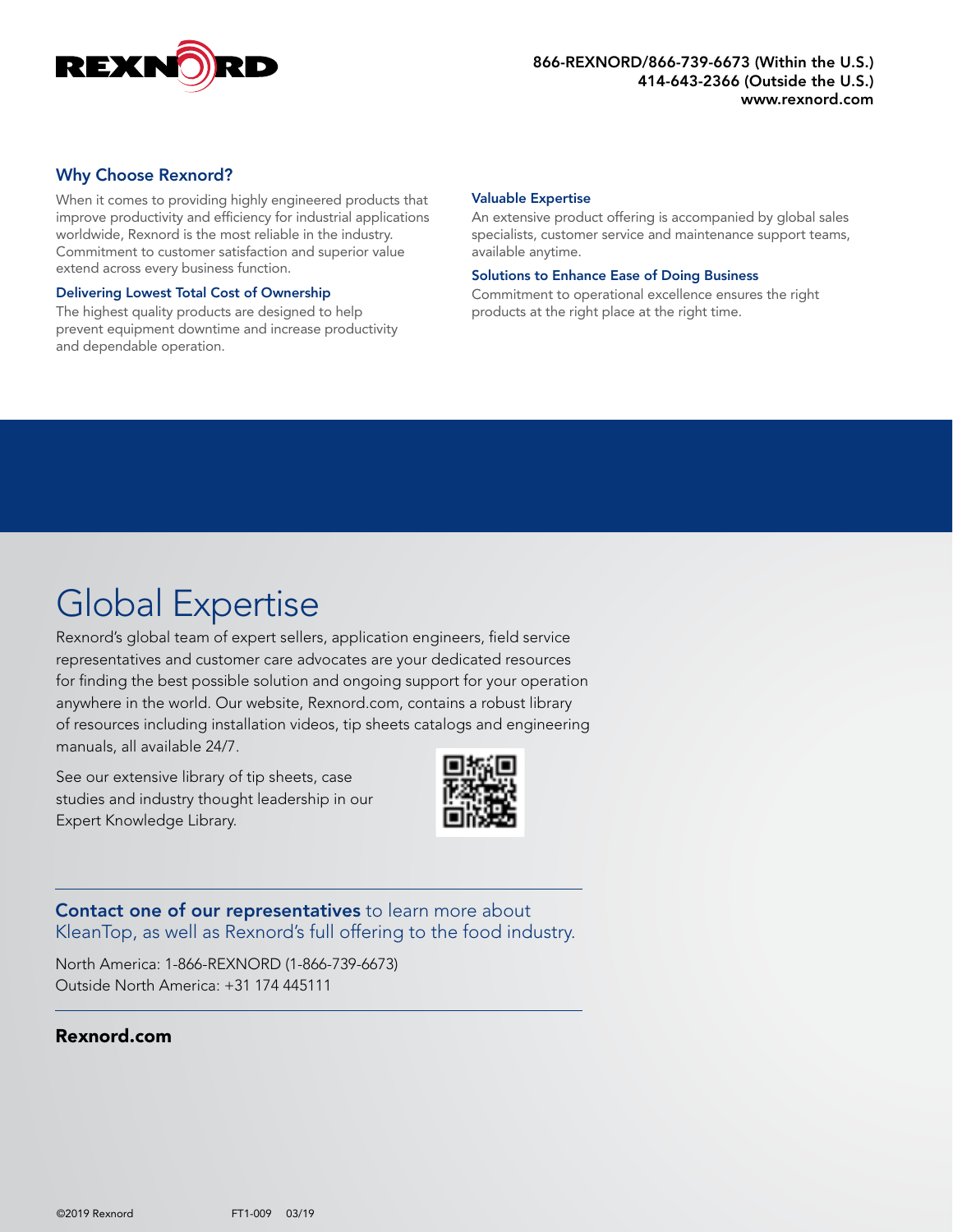866-REXNORD/866-739-6673 (Within the U.S.)
414-643-2366 (Outside the U.S.)
www.rexnord.com

## Why Choose Rexnord?

When it comes to providing highly engineered products that improve productivity and efficiency for industrial applications worldwide, Rexnord is the most reliable in the industry. Commitment to customer satisfaction and superior value extend across every business function.

### Delivering Lowest Total Cost of Ownership

The highest quality products are designed to help prevent equipment downtime and increase productivity and dependable operation.

### Valuable Expertise

An extensive product offering is accompanied by global sales specialists, customer service and maintenance support teams, available anytime.

### Solutions to Enhance Ease of Doing Business

Commitment to operational excellence ensures the right products at the right place at the right time.

# Global Expertise

Rexnord's global team of expert sellers, application engineers, field service representatives and customer care advocates are your dedicated resources for finding the best possible solution and ongoing support for your operation anywhere in the world. Our website, Rexnord.com, contains a robust library of resources including installation videos, tip sheets catalogs and engineering manuals, all available 24/7.

See our extensive library of tip sheets, case studies and industry thought leadership in our Expert Knowledge Library.

**Contact one of our representatives** to learn more about KleanTop, as well as Rexnord's full offering to the food industry.

North America: 1-866-REXNORD (1-866-739-6673)
Outside North America: +31 174 445111

**Rexnord.com**

©2019 Rexnord FT1-009 03/19